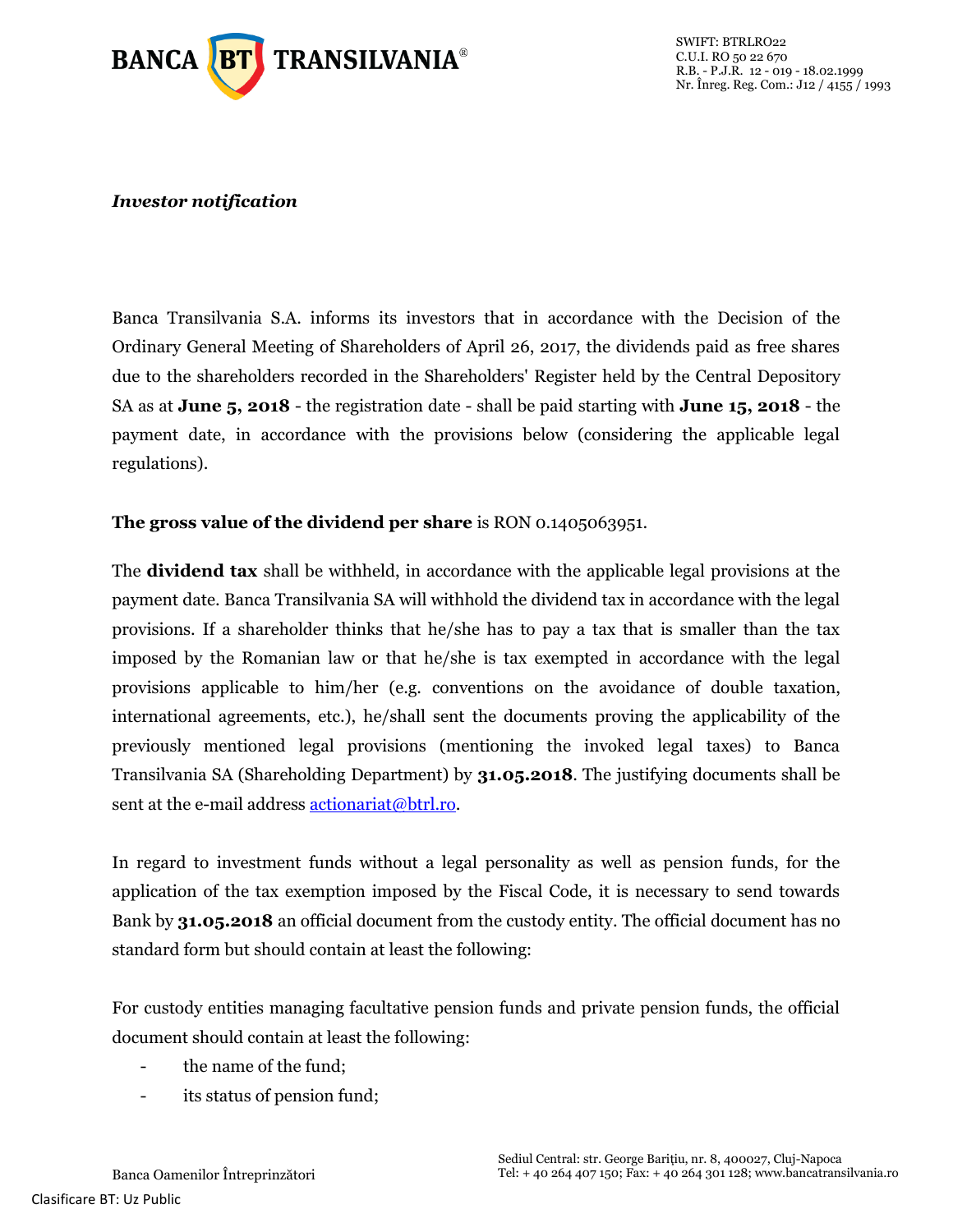*Investor notification*

Banca Transilvania S.A. informs its investors that in accordance with the Decision of the Ordinary General Meeting of Shareholders of April 26, 2017, the dividends paid as free shares due to the shareholders recorded in the Shareholders' Register held by the Central Depository SA as at **June 5, 2018** - the registration date - shall be paid starting with **June 15, 2018** - the payment date, in accordance with the provisions below (considering the applicable legal regulations).

**The gross value of the dividend per share** is RON 0.1405063951.

The **dividend tax** shall be withheld, in accordance with the applicable legal provisions at the payment date. Banca Transilvania SA will withhold the dividend tax in accordance with the legal provisions. If a shareholder thinks that he/she has to pay a tax that is smaller than the tax imposed by the Romanian law or that he/she is tax exempted in accordance with the legal provisions applicable to him/her (e.g. conventions on the avoidance of double taxation, international agreements, etc.), he/shall sent the documents proving the applicability of the previously mentioned legal provisions (mentioning the invoked legal taxes) to Banca Transilvania SA (Shareholding Department) by **31.05.2018**. The justifying documents shall be sent at the e-mail address actionariat@btrl.ro.

In regard to investment funds without a legal personality as well as pension funds, for the application of the tax exemption imposed by the Fiscal Code, it is necessary to send towards Bank by **31.05.2018** an official document from the custody entity. The official document has no standard form but should contain at least the following:

For custody entities managing facultative pension funds and private pension funds, the official document should contain at least the following:

- the name of the fund;
- its status of pension fund;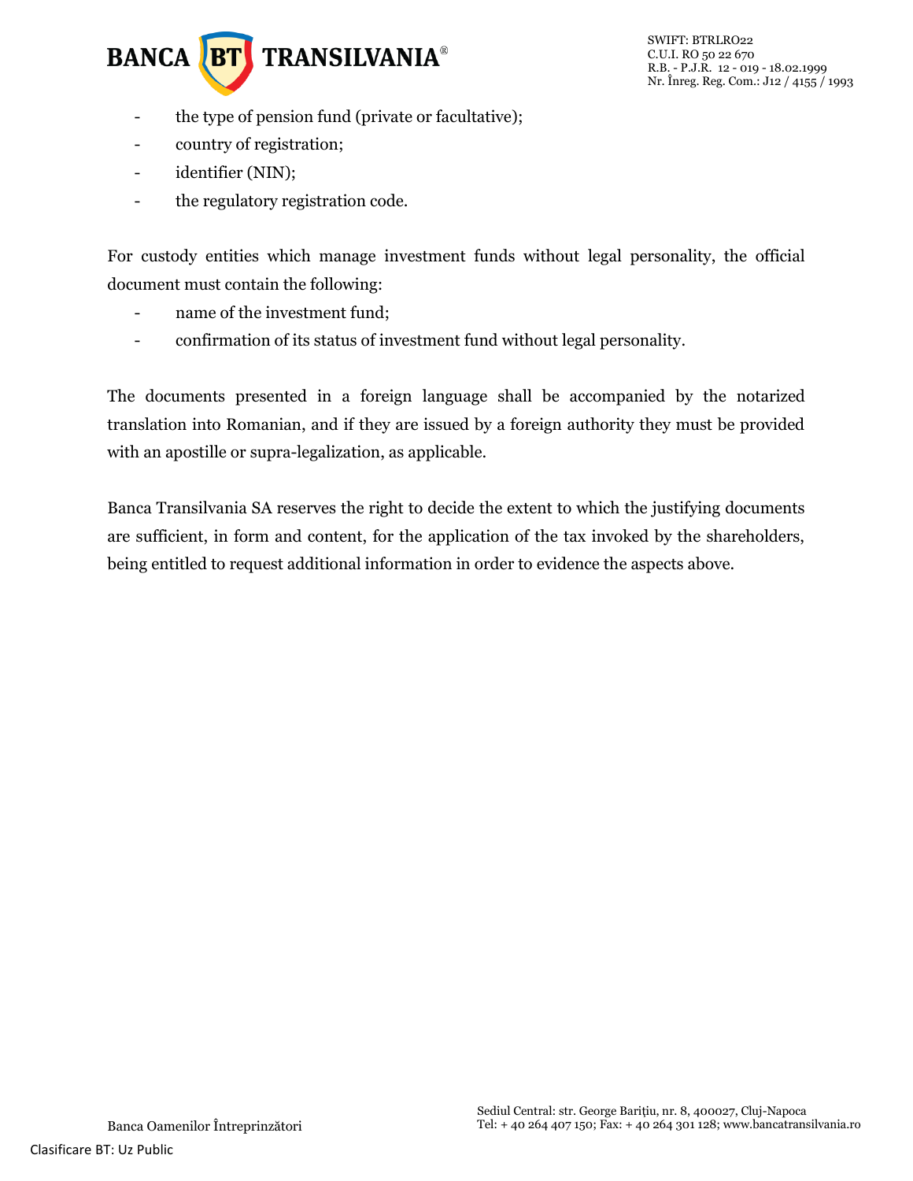- the type of pension fund (private or facultative);
- country of registration;
- identifier (NIN);
- the regulatory registration code.

For custody entities which manage investment funds without legal personality, the official document must contain the following:

- name of the investment fund;
- confirmation of its status of investment fund without legal personality.

The documents presented in a foreign language shall be accompanied by the notarized translation into Romanian, and if they are issued by a foreign authority they must be provided with an apostille or supra-legalization, as applicable.

Banca Transilvania SA reserves the right to decide the extent to which the justifying documents are sufficient, in form and content, for the application of the tax invoked by the shareholders, being entitled to request additional information in order to evidence the aspects above.